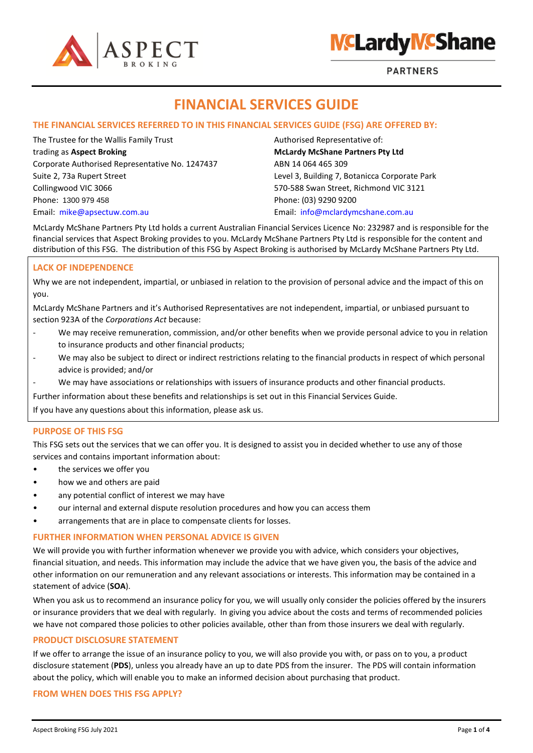# FINANCIAL SERVICES GUIDE

## THE FINANCIAL SERVICES REFERRED TO IN THIS FINANCIAL SERVICES GUIDE (FSG) ARE OFFERED BY:

The Trustee for the Wallis Family Trust
trading as **Aspect Broking**
Corporate Authorised Representative No. 1247437
Suite 2, 73a Rupert Street
Collingwood VIC 3066
Phone: 1300 979 458
Email: mike@apsectuw.com.au

Authorised Representative of:
**McLardy McShane Partners Pty Ltd**
ABN 14 064 465 309
Level 3, Building 7, Botanicca Corporate Park
570-588 Swan Street, Richmond VIC 3121
Phone: (03) 9290 9200
Email: info@mclardymcshane.com.au

McLardy McShane Partners Pty Ltd holds a current Australian Financial Services Licence No: 232987 and is responsible for the financial services that Aspect Broking provides to you. McLardy McShane Partners Pty Ltd is responsible for the content and distribution of this FSG. The distribution of this FSG by Aspect Broking is authorised by McLardy McShane Partners Pty Ltd.

## LACK OF INDEPENDENCE

Why we are not independent, impartial, or unbiased in relation to the provision of personal advice and the impact of this on you.

McLardy McShane Partners and it's Authorised Representatives are not independent, impartial, or unbiased pursuant to section 923A of the *Corporations Act* because:

- We may receive remuneration, commission, and/or other benefits when we provide personal advice to you in relation to insurance products and other financial products;
- We may also be subject to direct or indirect restrictions relating to the financial products in respect of which personal advice is provided; and/or
- We may have associations or relationships with issuers of insurance products and other financial products.

Further information about these benefits and relationships is set out in this Financial Services Guide.

If you have any questions about this information, please ask us.

## PURPOSE OF THIS FSG

This FSG sets out the services that we can offer you. It is designed to assist you in decided whether to use any of those services and contains important information about:

- the services we offer you
- how we and others are paid
- any potential conflict of interest we may have
- our internal and external dispute resolution procedures and how you can access them
- arrangements that are in place to compensate clients for losses.

## FURTHER INFORMATION WHEN PERSONAL ADVICE IS GIVEN

We will provide you with further information whenever we provide you with advice, which considers your objectives, financial situation, and needs. This information may include the advice that we have given you, the basis of the advice and other information on our remuneration and any relevant associations or interests. This information may be contained in a statement of advice (**SOA**).

When you ask us to recommend an insurance policy for you, we will usually only consider the policies offered by the insurers or insurance providers that we deal with regularly. In giving you advice about the costs and terms of recommended policies we have not compared those policies to other policies available, other than from those insurers we deal with regularly.

## PRODUCT DISCLOSURE STATEMENT

If we offer to arrange the issue of an insurance policy to you, we will also provide you with, or pass on to you, a product disclosure statement (**PDS**), unless you already have an up to date PDS from the insurer. The PDS will contain information about the policy, which will enable you to make an informed decision about purchasing that product.

## FROM WHEN DOES THIS FSG APPLY?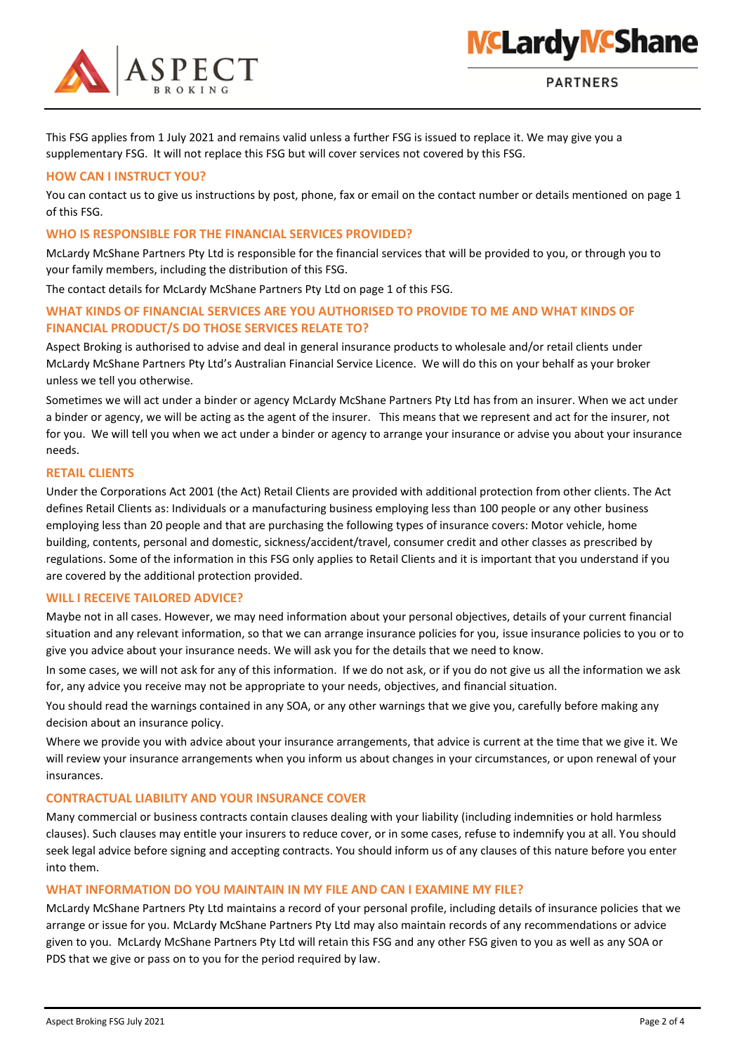This FSG applies from 1 July 2021 and remains valid unless a further FSG is issued to replace it. We may give you a supplementary FSG. It will not replace this FSG but will cover services not covered by this FSG.

## HOW CAN I INSTRUCT YOU?

You can contact us to give us instructions by post, phone, fax or email on the contact number or details mentioned on page 1 of this FSG.

## WHO IS RESPONSIBLE FOR THE FINANCIAL SERVICES PROVIDED?

McLardy McShane Partners Pty Ltd is responsible for the financial services that will be provided to you, or through you to your family members, including the distribution of this FSG.

The contact details for McLardy McShane Partners Pty Ltd on page 1 of this FSG.

## WHAT KINDS OF FINANCIAL SERVICES ARE YOU AUTHORISED TO PROVIDE TO ME AND WHAT KINDS OF FINANCIAL PRODUCT/S DO THOSE SERVICES RELATE TO?

Aspect Broking is authorised to advise and deal in general insurance products to wholesale and/or retail clients under McLardy McShane Partners Pty Ltd's Australian Financial Service Licence. We will do this on your behalf as your broker unless we tell you otherwise.

Sometimes we will act under a binder or agency McLardy McShane Partners Pty Ltd has from an insurer. When we act under a binder or agency, we will be acting as the agent of the insurer. This means that we represent and act for the insurer, not for you. We will tell you when we act under a binder or agency to arrange your insurance or advise you about your insurance needs.

## RETAIL CLIENTS

Under the Corporations Act 2001 (the Act) Retail Clients are provided with additional protection from other clients. The Act defines Retail Clients as: Individuals or a manufacturing business employing less than 100 people or any other business employing less than 20 people and that are purchasing the following types of insurance covers: Motor vehicle, home building, contents, personal and domestic, sickness/accident/travel, consumer credit and other classes as prescribed by regulations. Some of the information in this FSG only applies to Retail Clients and it is important that you understand if you are covered by the additional protection provided.

## WILL I RECEIVE TAILORED ADVICE?

Maybe not in all cases. However, we may need information about your personal objectives, details of your current financial situation and any relevant information, so that we can arrange insurance policies for you, issue insurance policies to you or to give you advice about your insurance needs. We will ask you for the details that we need to know.

In some cases, we will not ask for any of this information. If we do not ask, or if you do not give us all the information we ask for, any advice you receive may not be appropriate to your needs, objectives, and financial situation.

You should read the warnings contained in any SOA, or any other warnings that we give you, carefully before making any decision about an insurance policy.

Where we provide you with advice about your insurance arrangements, that advice is current at the time that we give it. We will review your insurance arrangements when you inform us about changes in your circumstances, or upon renewal of your insurances.

## CONTRACTUAL LIABILITY AND YOUR INSURANCE COVER

Many commercial or business contracts contain clauses dealing with your liability (including indemnities or hold harmless clauses). Such clauses may entitle your insurers to reduce cover, or in some cases, refuse to indemnify you at all. You should seek legal advice before signing and accepting contracts. You should inform us of any clauses of this nature before you enter into them.

## WHAT INFORMATION DO YOU MAINTAIN IN MY FILE AND CAN I EXAMINE MY FILE?

McLardy McShane Partners Pty Ltd maintains a record of your personal profile, including details of insurance policies that we arrange or issue for you. McLardy McShane Partners Pty Ltd may also maintain records of any recommendations or advice given to you. McLardy McShane Partners Pty Ltd will retain this FSG and any other FSG given to you as well as any SOA or PDS that we give or pass on to you for the period required by law.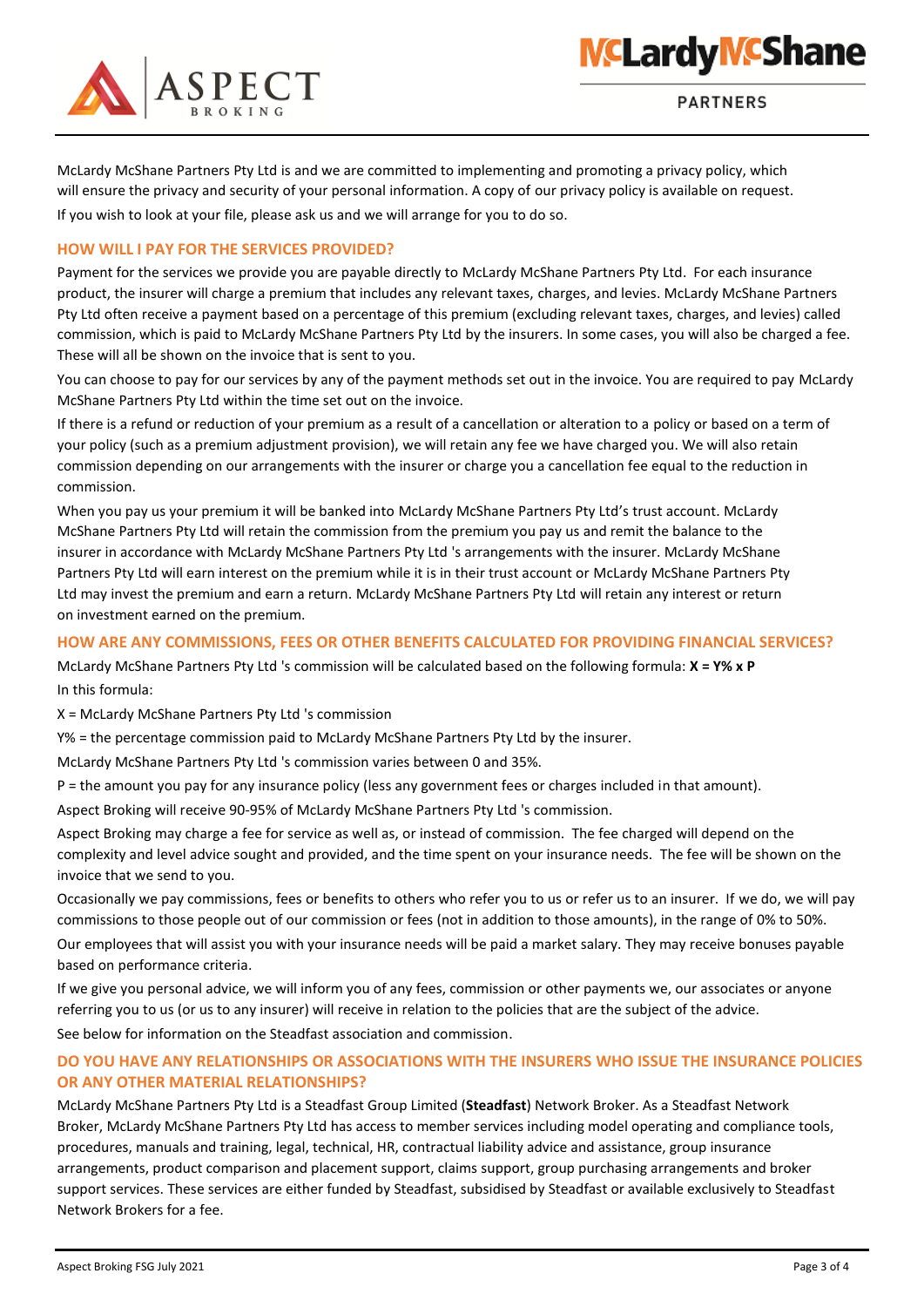McLardy McShane Partners Pty Ltd is and we are committed to implementing and promoting a privacy policy, which will ensure the privacy and security of your personal information. A copy of our privacy policy is available on request.

If you wish to look at your file, please ask us and we will arrange for you to do so.

## HOW WILL I PAY FOR THE SERVICES PROVIDED?

Payment for the services we provide you are payable directly to McLardy McShane Partners Pty Ltd. For each insurance product, the insurer will charge a premium that includes any relevant taxes, charges, and levies. McLardy McShane Partners Pty Ltd often receive a payment based on a percentage of this premium (excluding relevant taxes, charges, and levies) called commission, which is paid to McLardy McShane Partners Pty Ltd by the insurers. In some cases, you will also be charged a fee. These will all be shown on the invoice that is sent to you.

You can choose to pay for our services by any of the payment methods set out in the invoice. You are required to pay McLardy McShane Partners Pty Ltd within the time set out on the invoice.

If there is a refund or reduction of your premium as a result of a cancellation or alteration to a policy or based on a term of your policy (such as a premium adjustment provision), we will retain any fee we have charged you. We will also retain commission depending on our arrangements with the insurer or charge you a cancellation fee equal to the reduction in commission.

When you pay us your premium it will be banked into McLardy McShane Partners Pty Ltd's trust account. McLardy McShane Partners Pty Ltd will retain the commission from the premium you pay us and remit the balance to the insurer in accordance with McLardy McShane Partners Pty Ltd 's arrangements with the insurer. McLardy McShane Partners Pty Ltd will earn interest on the premium while it is in their trust account or McLardy McShane Partners Pty Ltd may invest the premium and earn a return. McLardy McShane Partners Pty Ltd will retain any interest or return on investment earned on the premium.

## HOW ARE ANY COMMISSIONS, FEES OR OTHER BENEFITS CALCULATED FOR PROVIDING FINANCIAL SERVICES?

McLardy McShane Partners Pty Ltd 's commission will be calculated based on the following formula: **X = Y% x P**

In this formula:

X = McLardy McShane Partners Pty Ltd 's commission

Y% = the percentage commission paid to McLardy McShane Partners Pty Ltd by the insurer.

McLardy McShane Partners Pty Ltd 's commission varies between 0 and 35%.

P = the amount you pay for any insurance policy (less any government fees or charges included in that amount).

Aspect Broking will receive 90-95% of McLardy McShane Partners Pty Ltd 's commission.

Aspect Broking may charge a fee for service as well as, or instead of commission. The fee charged will depend on the complexity and level advice sought and provided, and the time spent on your insurance needs. The fee will be shown on the invoice that we send to you.

Occasionally we pay commissions, fees or benefits to others who refer you to us or refer us to an insurer. If we do, we will pay commissions to those people out of our commission or fees (not in addition to those amounts), in the range of 0% to 50%.

Our employees that will assist you with your insurance needs will be paid a market salary. They may receive bonuses payable based on performance criteria.

If we give you personal advice, we will inform you of any fees, commission or other payments we, our associates or anyone referring you to us (or us to any insurer) will receive in relation to the policies that are the subject of the advice.

See below for information on the Steadfast association and commission.

## DO YOU HAVE ANY RELATIONSHIPS OR ASSOCIATIONS WITH THE INSURERS WHO ISSUE THE INSURANCE POLICIES OR ANY OTHER MATERIAL RELATIONSHIPS?

McLardy McShane Partners Pty Ltd is a Steadfast Group Limited (**Steadfast**) Network Broker. As a Steadfast Network Broker, McLardy McShane Partners Pty Ltd has access to member services including model operating and compliance tools, procedures, manuals and training, legal, technical, HR, contractual liability advice and assistance, group insurance arrangements, product comparison and placement support, claims support, group purchasing arrangements and broker support services. These services are either funded by Steadfast, subsidised by Steadfast or available exclusively to Steadfast Network Brokers for a fee.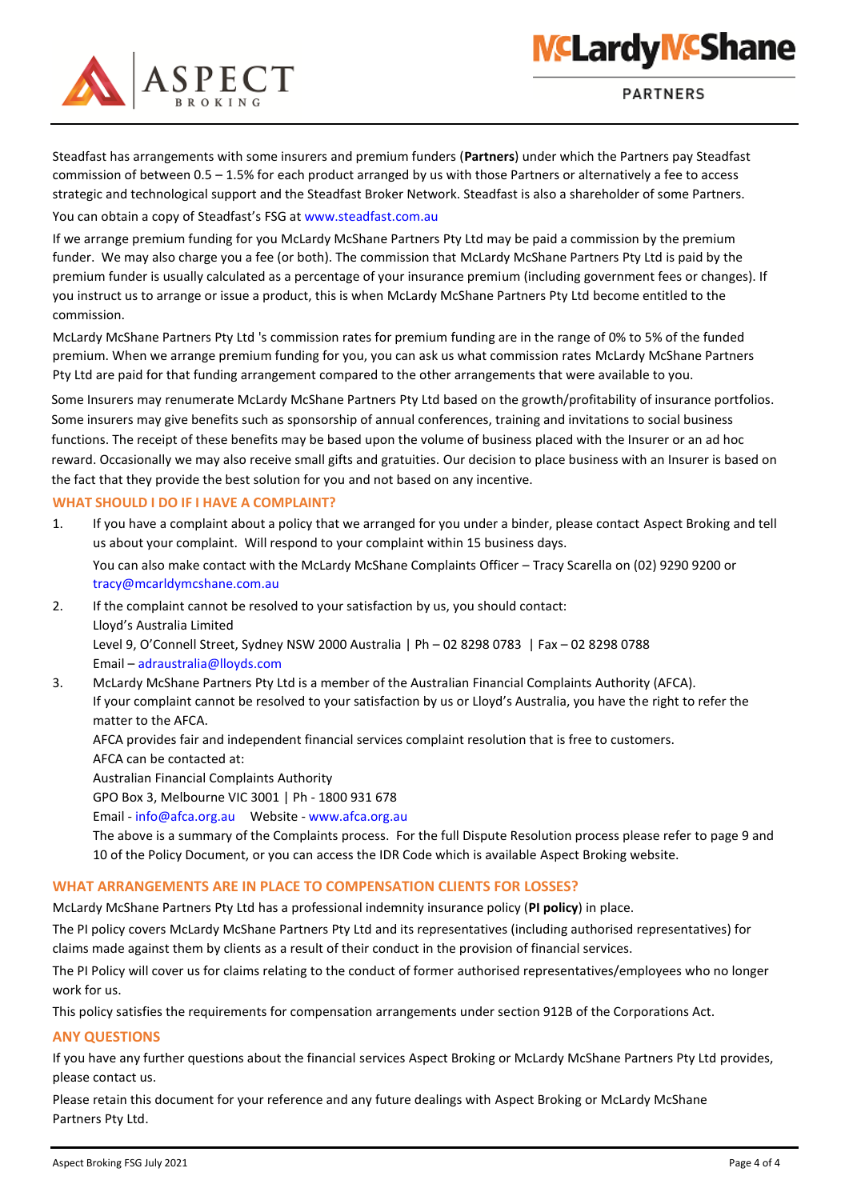Steadfast has arrangements with some insurers and premium funders (**Partners**) under which the Partners pay Steadfast commission of between 0.5 – 1.5% for each product arranged by us with those Partners or alternatively a fee to access strategic and technological support and the Steadfast Broker Network. Steadfast is also a shareholder of some Partners.

You can obtain a copy of Steadfast's FSG at www.steadfast.com.au

If we arrange premium funding for you McLardy McShane Partners Pty Ltd may be paid a commission by the premium funder. We may also charge you a fee (or both). The commission that McLardy McShane Partners Pty Ltd is paid by the premium funder is usually calculated as a percentage of your insurance premium (including government fees or changes). If you instruct us to arrange or issue a product, this is when McLardy McShane Partners Pty Ltd become entitled to the commission.

McLardy McShane Partners Pty Ltd 's commission rates for premium funding are in the range of 0% to 5% of the funded premium. When we arrange premium funding for you, you can ask us what commission rates McLardy McShane Partners Pty Ltd are paid for that funding arrangement compared to the other arrangements that were available to you.

Some Insurers may renumerate McLardy McShane Partners Pty Ltd based on the growth/profitability of insurance portfolios. Some insurers may give benefits such as sponsorship of annual conferences, training and invitations to social business functions. The receipt of these benefits may be based upon the volume of business placed with the Insurer or an ad hoc reward. Occasionally we may also receive small gifts and gratuities. Our decision to place business with an Insurer is based on the fact that they provide the best solution for you and not based on any incentive.

## WHAT SHOULD I DO IF I HAVE A COMPLAINT?

1. If you have a complaint about a policy that we arranged for you under a binder, please contact Aspect Broking and tell us about your complaint. Will respond to your complaint within 15 business days.

   You can also make contact with the McLardy McShane Complaints Officer – Tracy Scarella on (02) 9290 9200 or tracy@mcarldymcshane.com.au

2. If the complaint cannot be resolved to your satisfaction by us, you should contact:
   Lloyd's Australia Limited
   Level 9, O'Connell Street, Sydney NSW 2000 Australia | Ph – 02 8298 0783 | Fax – 02 8298 0788
   Email – adraustralia@lloyds.com

3. McLardy McShane Partners Pty Ltd is a member of the Australian Financial Complaints Authority (AFCA).
   If your complaint cannot be resolved to your satisfaction by us or Lloyd's Australia, you have the right to refer the matter to the AFCA.
   AFCA provides fair and independent financial services complaint resolution that is free to customers.
   AFCA can be contacted at:
   Australian Financial Complaints Authority
   GPO Box 3, Melbourne VIC 3001 | Ph - 1800 931 678
   Email - info@afca.org.au  Website - www.afca.org.au
   The above is a summary of the Complaints process. For the full Dispute Resolution process please refer to page 9 and 10 of the Policy Document, or you can access the IDR Code which is available Aspect Broking website.

## WHAT ARRANGEMENTS ARE IN PLACE TO COMPENSATION CLIENTS FOR LOSSES?

McLardy McShane Partners Pty Ltd has a professional indemnity insurance policy (**PI policy**) in place.

The PI policy covers McLardy McShane Partners Pty Ltd and its representatives (including authorised representatives) for claims made against them by clients as a result of their conduct in the provision of financial services.

The PI Policy will cover us for claims relating to the conduct of former authorised representatives/employees who no longer work for us.

This policy satisfies the requirements for compensation arrangements under section 912B of the Corporations Act.

## ANY QUESTIONS

If you have any further questions about the financial services Aspect Broking or McLardy McShane Partners Pty Ltd provides, please contact us.

Please retain this document for your reference and any future dealings with Aspect Broking or McLardy McShane Partners Pty Ltd.